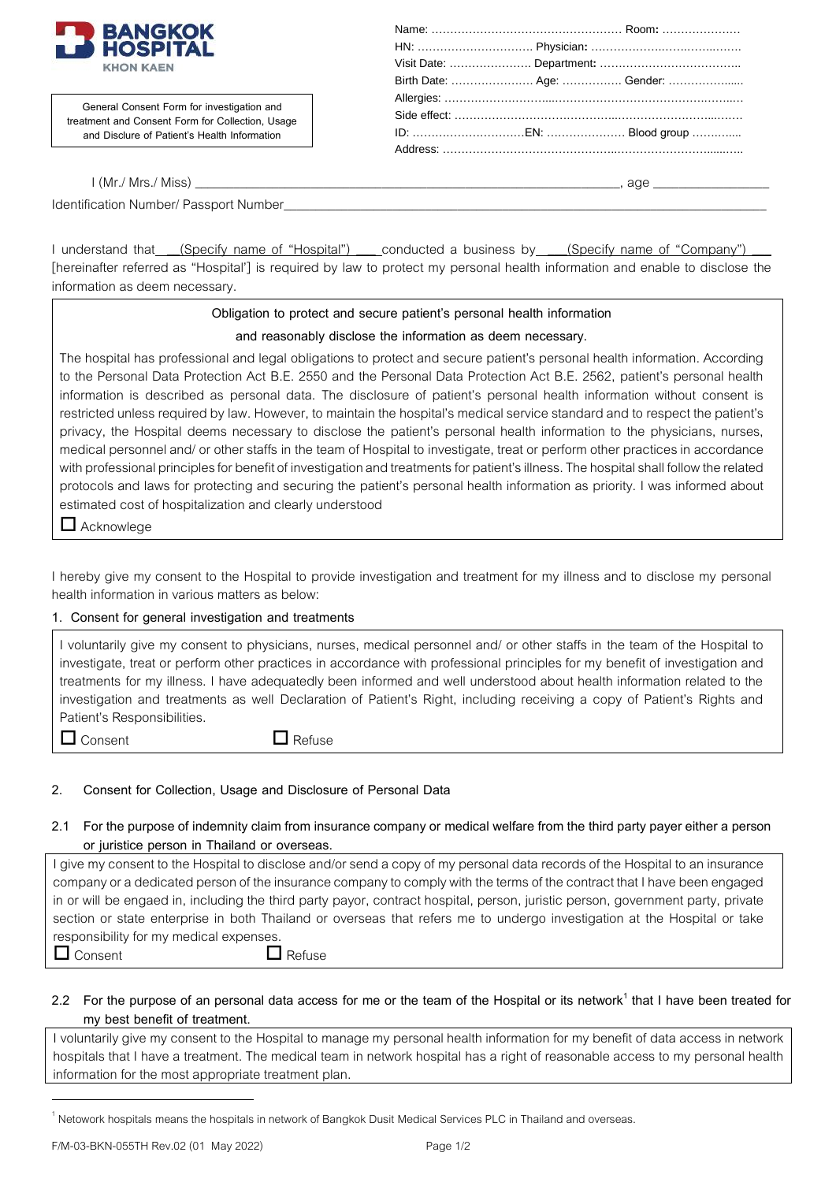**BANGKOK HOSPITAL**
KHON KAEN

General Consent Form for investigation and treatment and Consent Form for Collection, Usage and Disclosure of Patient's Health Information

Name: ……………………………………………… Room: …………………
HN: ………………………… Physician: ……………………………………
Visit Date: …………………. Department: ………………………………..
Birth Date: …………………. Age: ……………. Gender: ………………..
Allergies: …………………………………………………………………………
Side effect: ………………………………………………………………………
ID: …………………………EN: ………………… Blood group ………….
Address: ……………………………………………………………………………

I (Mr./ Mrs./ Miss) ______________________________________________________________, age ________________

Identification Number/ Passport Number_________________________________________________________________________

I understand that __(Specify name of "Hospital") ___ conducted a business by ___(Specify name of "Company") ___ [hereinafter referred as "Hospital'] is required by law to protect my personal health information and enable to disclose the information as deem necessary.

**Obligation to protect and secure patient's personal health information and reasonably disclose the information as deem necessary.**

The hospital has professional and legal obligations to protect and secure patient's personal health information. According to the Personal Data Protection Act B.E. 2550 and the Personal Data Protection Act B.E. 2562, patient's personal health information is described as personal data. The disclosure of patient's personal health information without consent is restricted unless required by law. However, to maintain the hospital's medical service standard and to respect the patient's privacy, the Hospital deems necessary to disclose the patient's personal health information to the physicians, nurses, medical personnel and/ or other staffs in the team of Hospital to investigate, treat or perform other practices in accordance with professional principles for benefit of investigation and treatments for patient's illness. The hospital shall follow the related protocols and laws for protecting and securing the patient's personal health information as priority. I was informed about estimated cost of hospitalization and clearly understood

☐ Acknowlege

I hereby give my consent to the Hospital to provide investigation and treatment for my illness and to disclose my personal health information in various matters as below:

**1. Consent for general investigation and treatments**

I voluntarily give my consent to physicians, nurses, medical personnel and/ or other staffs in the team of the Hospital to investigate, treat or perform other practices in accordance with professional principles for my benefit of investigation and treatments for my illness. I have adequatedly been informed and well understood about health information related to the investigation and treatments as well Declaration of Patient's Right, including receiving a copy of Patient's Rights and Patient's Responsibilities.

☐ Consent ☐ Refuse

**2. Consent for Collection, Usage and Disclosure of Personal Data**

**2.1 For the purpose of indemnity claim from insurance company or medical welfare from the third party payer either a person or juristice person in Thailand or overseas.**

I give my consent to the Hospital to disclose and/or send a copy of my personal data records of the Hospital to an insurance company or a dedicated person of the insurance company to comply with the terms of the contract that I have been engaged in or will be engaed in, including the third party payor, contract hospital, person, juristic person, government party, private section or state enterprise in both Thailand or overseas that refers me to undergo investigation at the Hospital or take responsibility for my medical expenses.

☐ Consent ☐ Refuse

**2.2 For the purpose of an personal data access for me or the team of the Hospital or its network[1] that I have been treated for my best benefit of treatment.**

I voluntarily give my consent to the Hospital to manage my personal health information for my benefit of data access in network hospitals that I have a treatment. The medical team in network hospital has a right of reasonable access to my personal health information for the most appropriate treatment plan.

[1] Netowork hospitals means the hospitals in network of Bangkok Dusit Medical Services PLC in Thailand and overseas.

F/M-03-BKN-055TH Rev.02 (01 May 2022)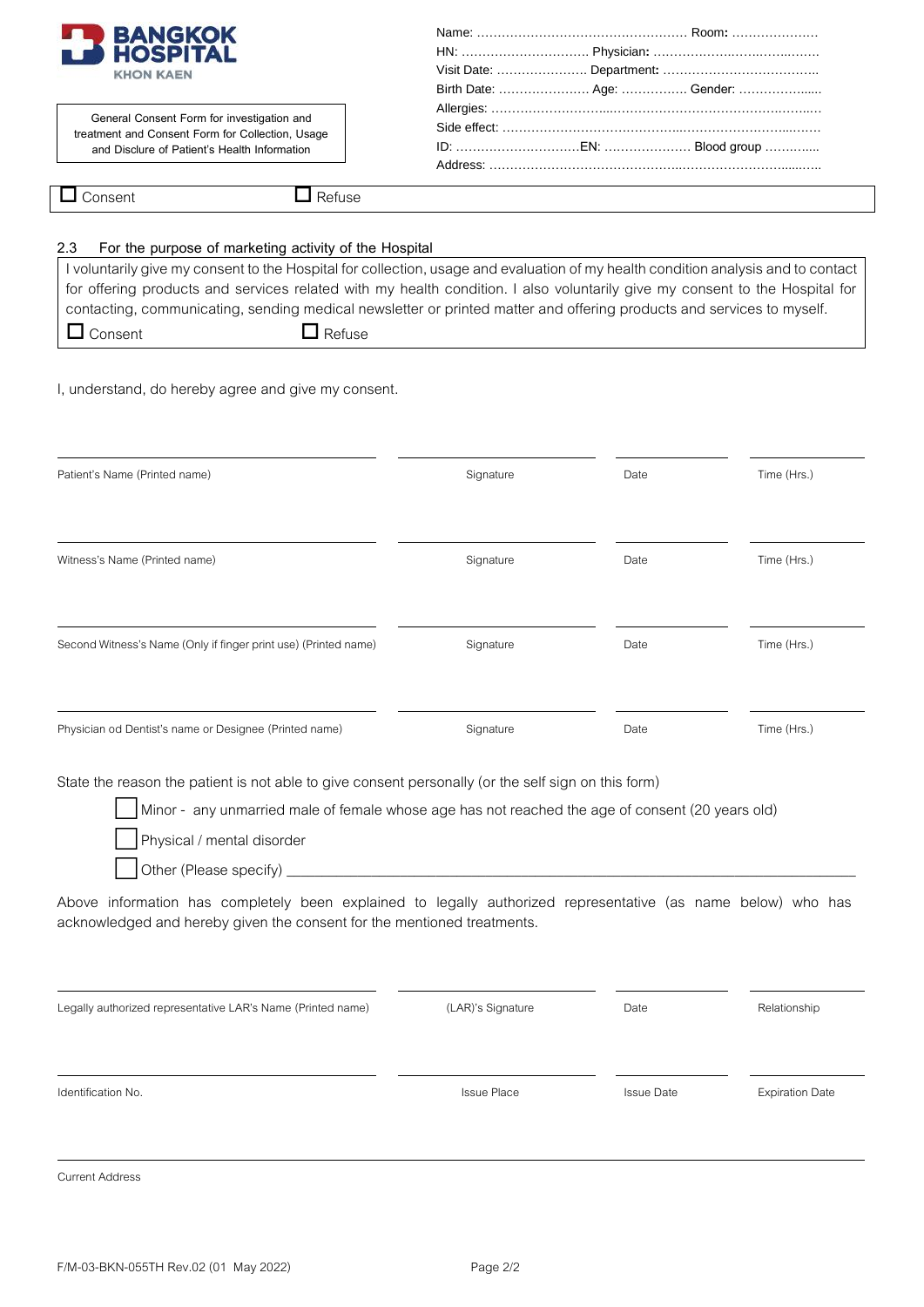BANGKOK HOSPITAL
KHON KAEN

General Consent Form for investigation and treatment and Consent Form for Collection, Usage and Disclure of Patient's Health Information

Name: ……………………………………………… Room: …………………
HN: ………………………… Physician: ……………………………………
Visit Date: ………………… Department: …………………………………
Birth Date: ………………… Age: …………… Gender: ………………
Allergies: ………………………………………………………………………
Side effect: ……………………………………………………………………
ID: …………………………EN: ………………… Blood group …………
Address: ………………………………………………………………………

☐ Consent ☐ Refuse

2.3 For the purpose of marketing activity of the Hospital

I voluntarily give my consent to the Hospital for collection, usage and evaluation of my health condition analysis and to contact for offering products and services related with my health condition. I also voluntarily give my consent to the Hospital for contacting, communicating, sending medical newsletter or printed matter and offering products and services to myself.

☐ Consent ☐ Refuse

I, understand, do hereby agree and give my consent.

| | | | |
|---|---|---|---|
| Patient's Name (Printed name) | Signature | Date | Time (Hrs.) |
| Witness's Name (Printed name) | Signature | Date | Time (Hrs.) |
| Second Witness's Name (Only if finger print use) (Printed name) | Signature | Date | Time (Hrs.) |
| Physician od Dentist's name or Designee (Printed name) | Signature | Date | Time (Hrs.) |

State the reason the patient is not able to give consent personally (or the self sign on this form)

☐ Minor - any unmarried male of female whose age has not reached the age of consent (20 years old)

☐ Physical / mental disorder

☐ Other (Please specify) ______________________________

Above information has completely been explained to legally authorized representative (as name below) who has acknowledged and hereby given the consent for the mentioned treatments.

| | | | |
|---|---|---|---|
| Legally authorized representative LAR's Name (Printed name) | (LAR)'s Signature | Date | Relationship |
| Identification No. | Issue Place | Issue Date | Expiration Date |

Current Address

F/M-03-BKN-055TH Rev.02 (01 May 2022)